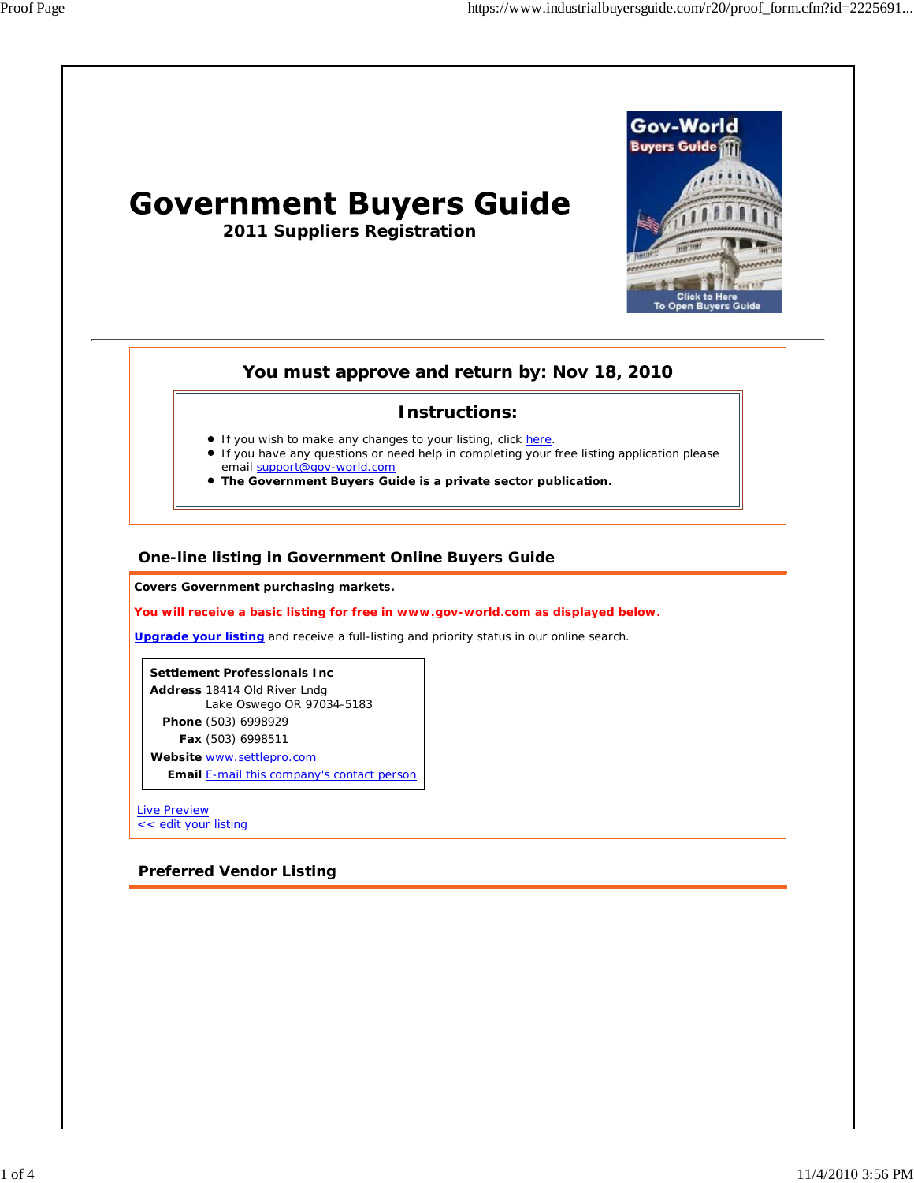# Government Buyers Guide

## 2011 Suppliers Registration

**You must approve and return by: Nov 18, 2010**

### Instructions:

- If you wish to make any changes to your listing, click here.
- If you have any questions or need help in completing your free listing application please email support@gov-world.com
- **The Government Buyers Guide is a private sector publication.**

## One-line listing in Government Online Buyers Guide

**Covers Government purchasing markets.**

**You will receive a basic listing for free in www.gov-world.com as displayed below.**

**Upgrade your listing** and receive a full-listing and priority status in our online search.

**Settlement Professionals Inc**
**Address** 18414 Old River Lndg
Lake Oswego OR 97034-5183
**Phone** (503) 6998929
**Fax** (503) 6998511
**Website** www.settlepro.com
**Email** E-mail this company's contact person

Live Preview
<< edit your listing

## Preferred Vendor Listing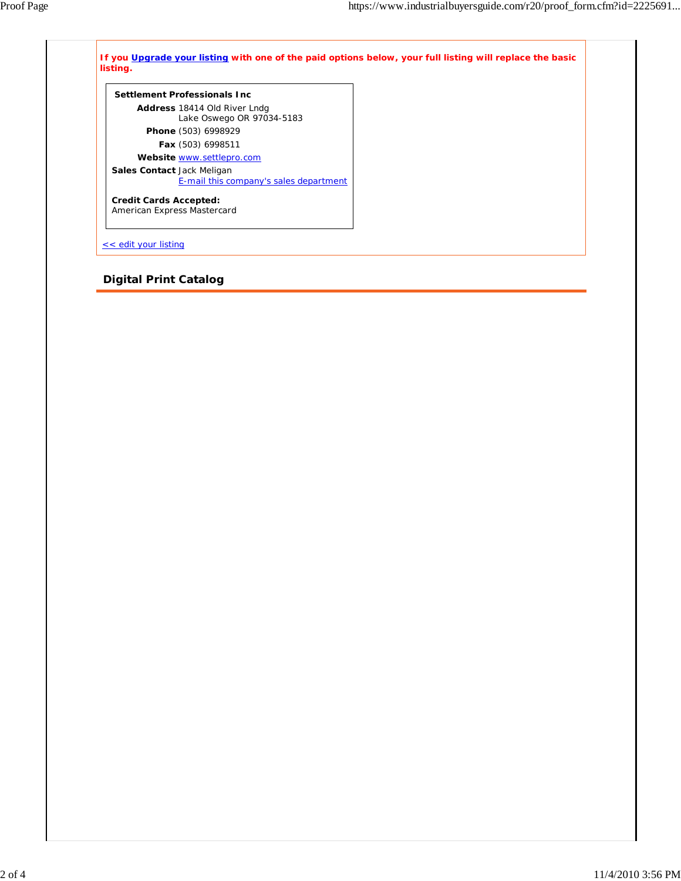**If you Upgrade your listing with one of the paid options below, your full listing will replace the basic listing.**

**Settlement Professionals Inc**

**Address** 18414 Old River Lndg
Lake Oswego OR 97034-5183

**Phone** (503) 6998929

**Fax** (503) 6998511

**Website** www.settlepro.com

**Sales Contact** Jack Meligan
E-mail this company's sales department

**Credit Cards Accepted:**
American Express Mastercard

<< edit your listing

## Digital Print Catalog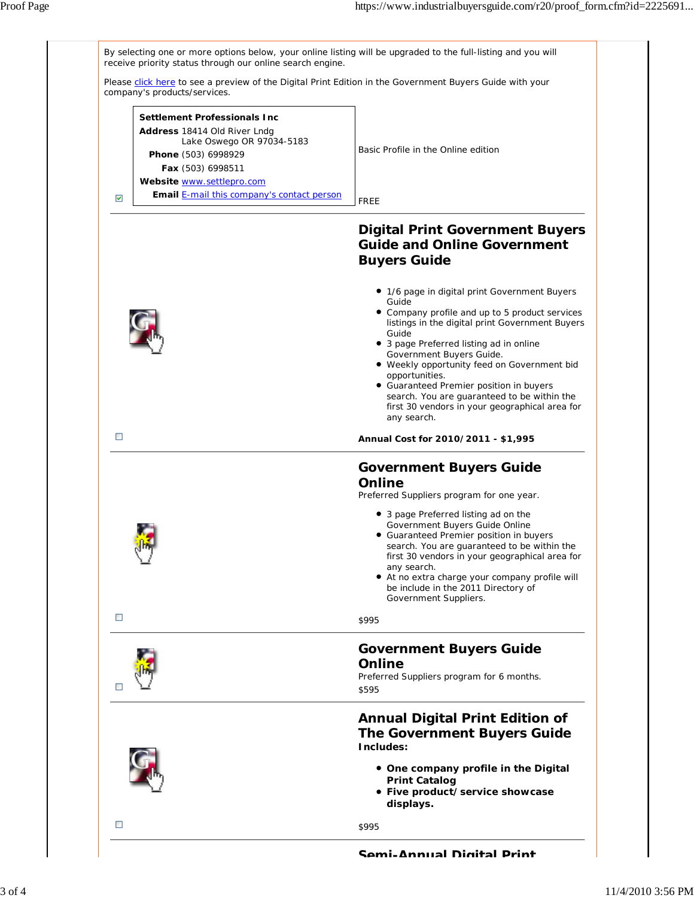By selecting one or more options below, your online listing will be upgraded to the full-listing and you will receive priority status through our online search engine.

Please click here to see a preview of the Digital Print Edition in the Government Buyers Guide with your company's products/services.

☑

**Settlement Professionals Inc**
**Address** 18414 Old River Lndg
Lake Oswego OR 97034-5183
**Phone** (503) 6998929
**Fax** (503) 6998511
**Website** www.settlepro.com
**Email** E-mail this company's contact person

Basic Profile in the Online edition

FREE

---

☐

## Digital Print Government Buyers Guide and Online Government Buyers Guide

- 1/6 page in digital print Government Buyers Guide
- Company profile and up to 5 product services listings in the digital print Government Buyers Guide
- 3 page Preferred listing ad in online Government Buyers Guide.
- Weekly opportunity feed on Government bid opportunities.
- Guaranteed Premier position in buyers search. You are guaranteed to be within the first 30 vendors in your geographical area for any search.

**Annual Cost for 2010/2011 - $1,995**

---

☐

## Government Buyers Guide Online

Preferred Suppliers program for one year.

- 3 page Preferred listing ad on the Government Buyers Guide Online
- Guaranteed Premier position in buyers search. You are guaranteed to be within the first 30 vendors in your geographical area for any search.
- At no extra charge your company profile will be include in the 2011 Directory of Government Suppliers.

$995

---

☐

## Government Buyers Guide Online

Preferred Suppliers program for 6 months.

$595

---

☐

## Annual Digital Print Edition of The Government Buyers Guide

**Includes:**

- **One company profile in the Digital Print Catalog**
- **Five product/service showcase displays.**

$995

---

## Semi-Annual Digital Print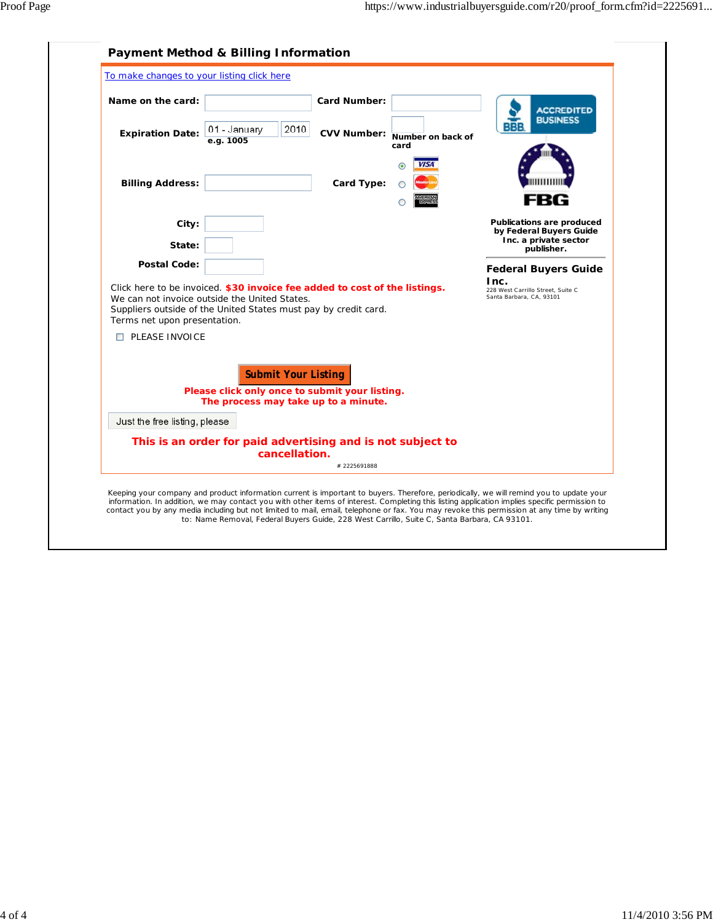## Payment Method & Billing Information

To make changes to your listing click here

**Name on the card:**

**Card Number:**

**Expiration Date:** 01 - January 2010
**e.g. 1005**

**CVV Number:**
**Number on back of card**

**Billing Address:**

**Card Type:** VISA / MasterCard / American Express

**City:**

**State:**

**Postal Code:**

ACCREDITED BUSINESS

FBG

**Publications are produced by Federal Buyers Guide Inc. a private sector publisher.**

**Federal Buyers Guide Inc.**
228 West Carrillo Street, Suite C
Santa Barbara, CA, 93101

Click here to be invoiced. **$30 invoice fee added to cost of the listings.**
We can not invoice outside the United States.
Suppliers outside of the United States must pay by credit card.
Terms net upon presentation.

☐ PLEASE INVOICE

**Submit Your Listing**

**Please click only once to submit your listing.**
**The process may take up to a minute.**

Just the free listing, please

**This is an order for paid advertising and is not subject to cancellation.**

# 2225691888

Keeping your company and product information current is important to buyers. Therefore, periodically, we will remind you to update your information. In addition, we may contact you with other items of interest. Completing this listing application implies specific permission to contact you by any media including but not limited to mail, email, telephone or fax. You may revoke this permission at any time by writing to: Name Removal, Federal Buyers Guide, 228 West Carrillo, Suite C, Santa Barbara, CA 93101.